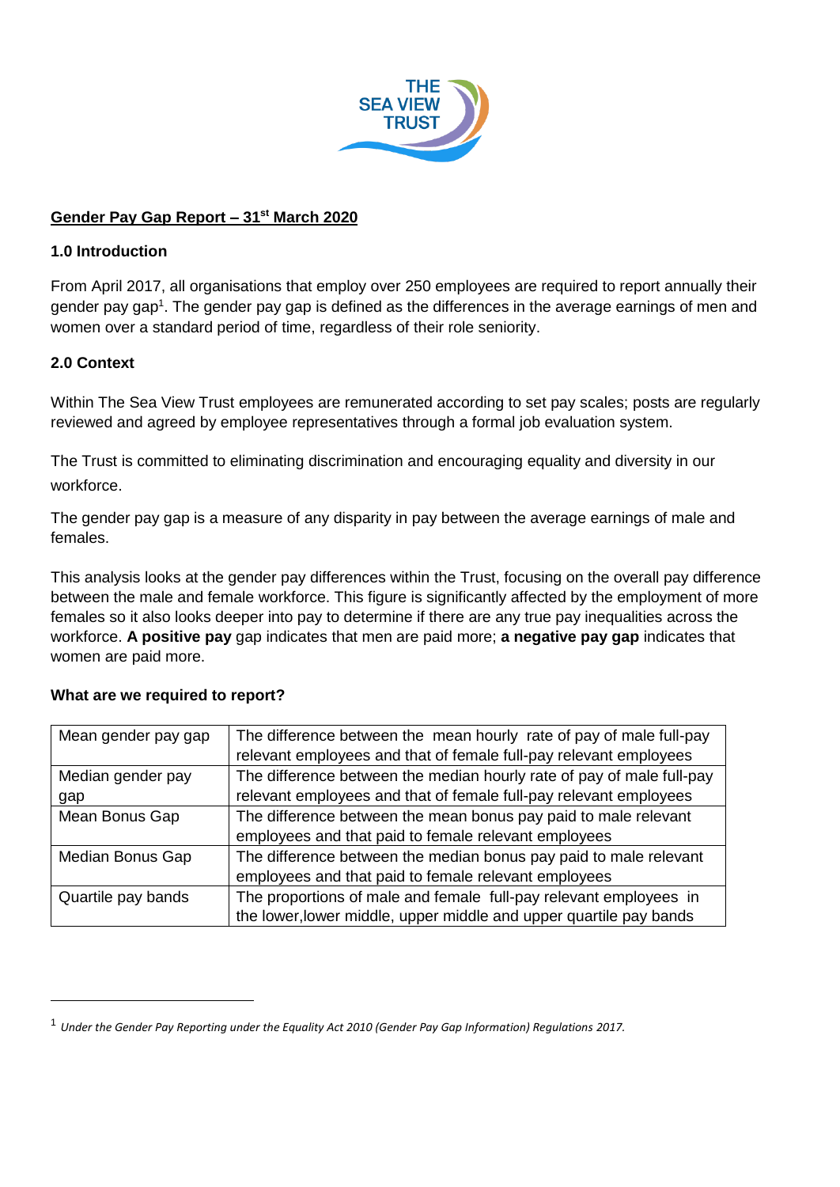# Gender Pay Gap Report – 31st March 2020

## 1.0 Introduction

From April 2017, all organisations that employ over 250 employees are required to report annually their gender pay gap[1]. The gender pay gap is defined as the differences in the average earnings of men and women over a standard period of time, regardless of their role seniority.

## 2.0 Context

Within The Sea View Trust employees are remunerated according to set pay scales; posts are regularly reviewed and agreed by employee representatives through a formal job evaluation system.

The Trust is committed to eliminating discrimination and encouraging equality and diversity in our workforce.

The gender pay gap is a measure of any disparity in pay between the average earnings of male and females.

This analysis looks at the gender pay differences within the Trust, focusing on the overall pay difference between the male and female workforce. This figure is significantly affected by the employment of more females so it also looks deeper into pay to determine if there are any true pay inequalities across the workforce. **A positive pay** gap indicates that men are paid more; **a negative pay gap** indicates that women are paid more.

### What are we required to report?

| | |
|---|---|
| Mean gender pay gap | The difference between the mean hourly rate of pay of male full-pay relevant employees and that of female full-pay relevant employees |
| Median gender pay gap | The difference between the median hourly rate of pay of male full-pay relevant employees and that of female full-pay relevant employees |
| Mean Bonus Gap | The difference between the mean bonus pay paid to male relevant employees and that paid to female relevant employees |
| Median Bonus Gap | The difference between the median bonus pay paid to male relevant employees and that paid to female relevant employees |
| Quartile pay bands | The proportions of male and female full-pay relevant employees in the lower,lower middle, upper middle and upper quartile pay bands |

[1] *Under the Gender Pay Reporting under the Equality Act 2010 (Gender Pay Gap Information) Regulations 2017.*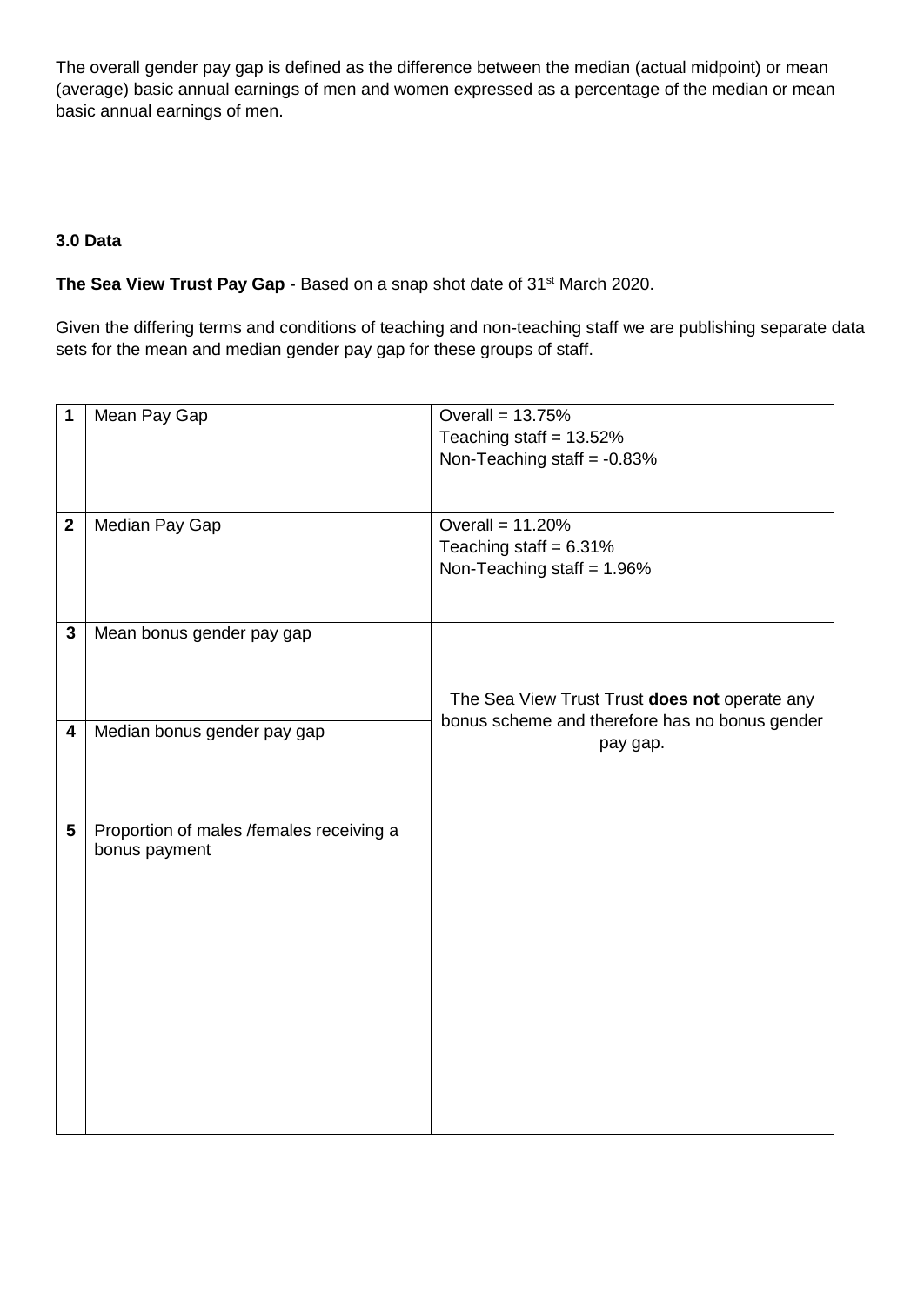The overall gender pay gap is defined as the difference between the median (actual midpoint) or mean (average) basic annual earnings of men and women expressed as a percentage of the median or mean basic annual earnings of men.

**3.0 Data**

**The Sea View Trust Pay Gap** - Based on a snap shot date of 31st March 2020.

Given the differing terms and conditions of teaching and non-teaching staff we are publishing separate data sets for the mean and median gender pay gap for these groups of staff.

| | | |
|---|---|---|
| **1** | Mean Pay Gap | Overall = 13.75%<br>Teaching staff = 13.52%<br>Non-Teaching staff = -0.83% |
| **2** | Median Pay Gap | Overall = 11.20%<br>Teaching staff = 6.31%<br>Non-Teaching staff = 1.96% |
| **3** | Mean bonus gender pay gap | The Sea View Trust Trust **does not** operate any bonus scheme and therefore has no bonus gender pay gap. |
| **4** | Median bonus gender pay gap | |
| **5** | Proportion of males /females receiving a bonus payment | |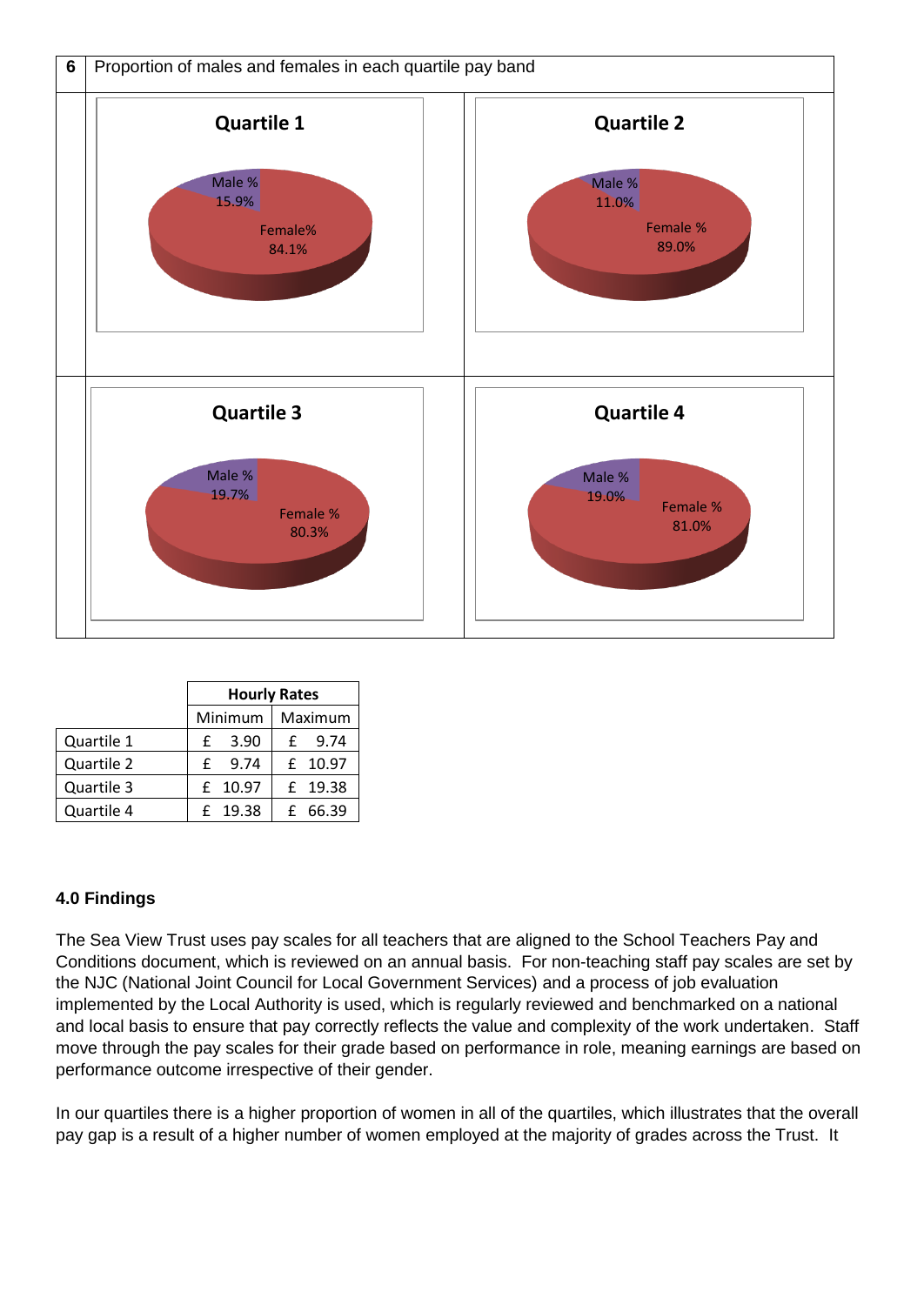| 6 | Proportion of males and females in each quartile pay band |
|---|---|

**Quartile 1**

Male % 15.9%

Female% 84.1%

**Quartile 2**

Male % 11.0%

Female % 89.0%

**Quartile 3**

Male % 19.7%

Female % 80.3%

**Quartile 4**

Male % 19.0%

Female % 81.0%

| | Hourly Rates | |
|---|---|---|
| | Minimum | Maximum |
| Quartile 1 | £ 3.90 | £ 9.74 |
| Quartile 2 | £ 9.74 | £ 10.97 |
| Quartile 3 | £ 10.97 | £ 19.38 |
| Quartile 4 | £ 19.38 | £ 66.39 |

## 4.0 Findings

The Sea View Trust uses pay scales for all teachers that are aligned to the School Teachers Pay and Conditions document, which is reviewed on an annual basis. For non-teaching staff pay scales are set by the NJC (National Joint Council for Local Government Services) and a process of job evaluation implemented by the Local Authority is used, which is regularly reviewed and benchmarked on a national and local basis to ensure that pay correctly reflects the value and complexity of the work undertaken. Staff move through the pay scales for their grade based on performance in role, meaning earnings are based on performance outcome irrespective of their gender.

In our quartiles there is a higher proportion of women in all of the quartiles, which illustrates that the overall pay gap is a result of a higher number of women employed at the majority of grades across the Trust. It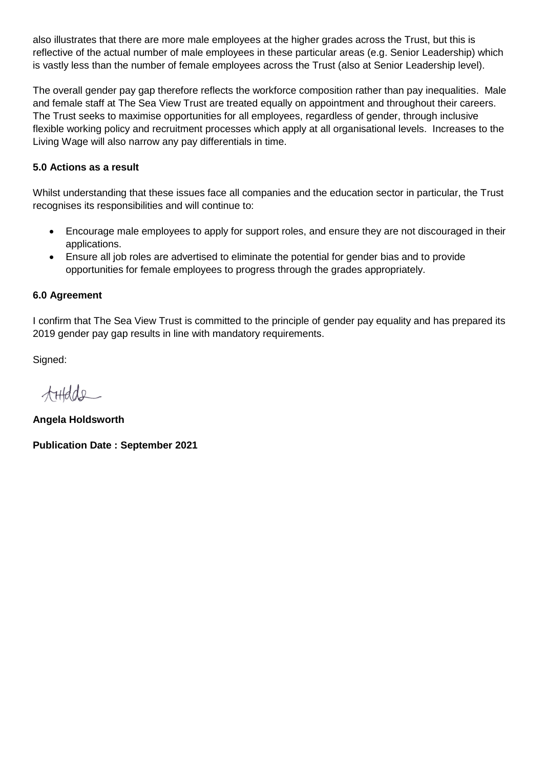also illustrates that there are more male employees at the higher grades across the Trust, but this is reflective of the actual number of male employees in these particular areas (e.g. Senior Leadership) which is vastly less than the number of female employees across the Trust (also at Senior Leadership level).

The overall gender pay gap therefore reflects the workforce composition rather than pay inequalities. Male and female staff at The Sea View Trust are treated equally on appointment and throughout their careers. The Trust seeks to maximise opportunities for all employees, regardless of gender, through inclusive flexible working policy and recruitment processes which apply at all organisational levels. Increases to the Living Wage will also narrow any pay differentials in time.

**5.0 Actions as a result**

Whilst understanding that these issues face all companies and the education sector in particular, the Trust recognises its responsibilities and will continue to:

- Encourage male employees to apply for support roles, and ensure they are not discouraged in their applications.
- Ensure all job roles are advertised to eliminate the potential for gender bias and to provide opportunities for female employees to progress through the grades appropriately.

**6.0 Agreement**

I confirm that The Sea View Trust is committed to the principle of gender pay equality and has prepared its 2019 gender pay gap results in line with mandatory requirements.

Signed:

**Angela Holdsworth**

**Publication Date : September 2021**